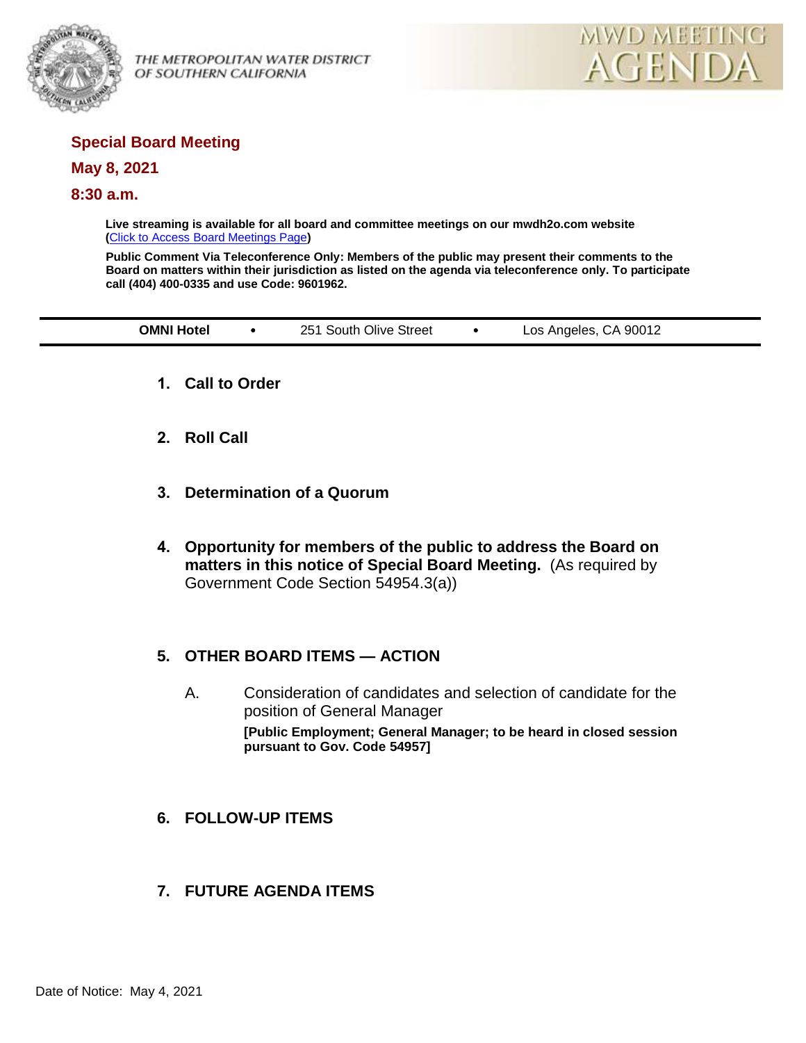THE METROPOLITAN WATER DISTRICT OF SOUTHERN CALIFORNIA

MWD MEETING AGENDA

## Special Board Meeting

## May 8, 2021

## 8:30 a.m.

**Live streaming is available for all board and committee meetings on our mwdh2o.com website (Click to Access Board Meetings Page)**

**Public Comment Via Teleconference Only: Members of the public may present their comments to the Board on matters within their jurisdiction as listed on the agenda via teleconference only. To participate call (404) 400-0335 and use Code: 9601962.**

**OMNI Hotel** • 251 South Olive Street • Los Angeles, CA 90012

1. **Call to Order**

2. **Roll Call**

3. **Determination of a Quorum**

4. **Opportunity for members of the public to address the Board on matters in this notice of Special Board Meeting.** (As required by Government Code Section 54954.3(a))

5. **OTHER BOARD ITEMS — ACTION**

   A. Consideration of candidates and selection of candidate for the position of General Manager
   **[Public Employment; General Manager; to be heard in closed session pursuant to Gov. Code 54957]**

6. **FOLLOW-UP ITEMS**

7. **FUTURE AGENDA ITEMS**

Date of Notice: May 4, 2021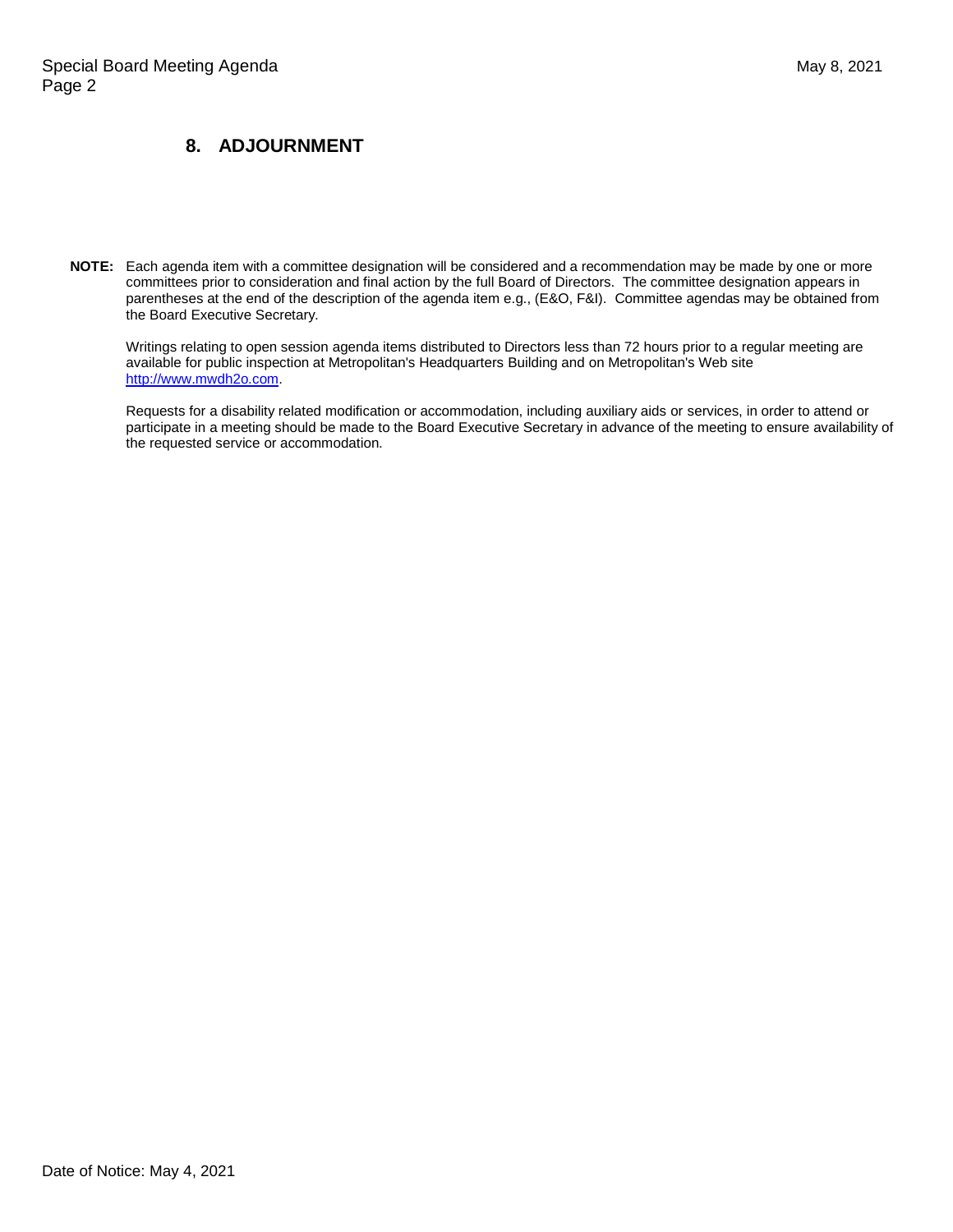## 8. ADJOURNMENT

**NOTE:** Each agenda item with a committee designation will be considered and a recommendation may be made by one or more committees prior to consideration and final action by the full Board of Directors. The committee designation appears in parentheses at the end of the description of the agenda item e.g., (E&O, F&I). Committee agendas may be obtained from the Board Executive Secretary.

Writings relating to open session agenda items distributed to Directors less than 72 hours prior to a regular meeting are available for public inspection at Metropolitan's Headquarters Building and on Metropolitan's Web site http://www.mwdh2o.com.

Requests for a disability related modification or accommodation, including auxiliary aids or services, in order to attend or participate in a meeting should be made to the Board Executive Secretary in advance of the meeting to ensure availability of the requested service or accommodation.

Date of Notice: May 4, 2021